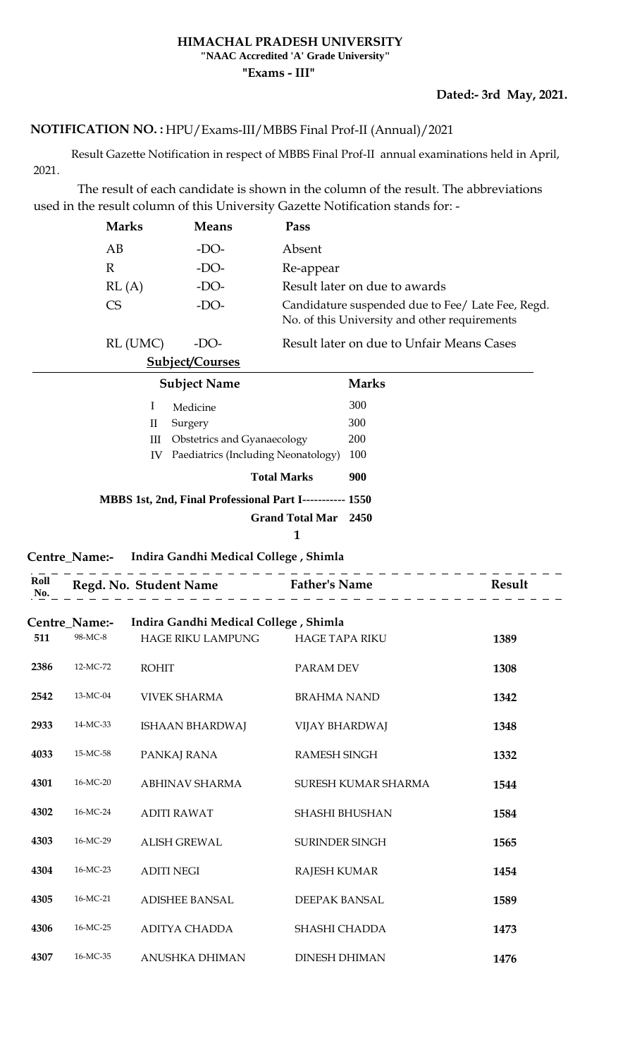**HIMACHAL PRADESH UNIVERSITY**
**"NAAC Accredited 'A' Grade University"**
**"Exams - III"**

**Dated:- 3rd May, 2021.**

**NOTIFICATION NO. :** HPU/Exams-III/MBBS Final Prof-II (Annual)/2021

Result Gazette Notification in respect of MBBS Final Prof-II annual examinations held in April, 2021.

The result of each candidate is shown in the column of the result. The abbreviations used in the result column of this University Gazette Notification stands for: -

| Marks | Means | Pass |
|---|---|---|
| AB | -DO- | Absent |
| R | -DO- | Re-appear |
| RL (A) | -DO- | Result later on due to awards |
| CS | -DO- | Candidature suspended due to Fee/ Late Fee, Regd. No. of this University and other requirements |
| RL (UMC) | -DO- | Result later on due to Unfair Means Cases |

**Subject/Courses**

| | Subject Name | Marks |
|---|---|---|
| I | Medicine | 300 |
| II | Surgery | 300 |
| III | Obstetrics and Gyanaecology | 200 |
| IV | Paediatrics (Including Neonatology) | 100 |
| | **Total Marks** | **900** |
| | **MBBS 1st, 2nd, Final Professional Part I-----------** | **1550** |
| | **Grand Total Mar** | **2450** |

**Centre_Name:- Indira Gandhi Medical College , Shimla**

| Roll No. | Regd. No. | Student Name | Father's Name | Result |
|---|---|---|---|---|
| **Centre_Name:-** | | **Indira Gandhi Medical College , Shimla** | | |
| **511** | 98-MC-8 | HAGE RIKU LAMPUNG | HAGE TAPA RIKU | **1389** |
| **2386** | 12-MC-72 | ROHIT | PARAM DEV | **1308** |
| **2542** | 13-MC-04 | VIVEK SHARMA | BRAHMA NAND | **1342** |
| **2933** | 14-MC-33 | ISHAAN BHARDWAJ | VIJAY BHARDWAJ | **1348** |
| **4033** | 15-MC-58 | PANKAJ RANA | RAMESH SINGH | **1332** |
| **4301** | 16-MC-20 | ABHINAV SHARMA | SURESH KUMAR SHARMA | **1544** |
| **4302** | 16-MC-24 | ADITI RAWAT | SHASHI BHUSHAN | **1584** |
| **4303** | 16-MC-29 | ALISH GREWAL | SURINDER SINGH | **1565** |
| **4304** | 16-MC-23 | ADITI NEGI | RAJESH KUMAR | **1454** |
| **4305** | 16-MC-21 | ADISHEE BANSAL | DEEPAK BANSAL | **1589** |
| **4306** | 16-MC-25 | ADITYA CHADDA | SHASHI CHADDA | **1473** |
| **4307** | 16-MC-35 | ANUSHKA DHIMAN | DINESH DHIMAN | **1476** |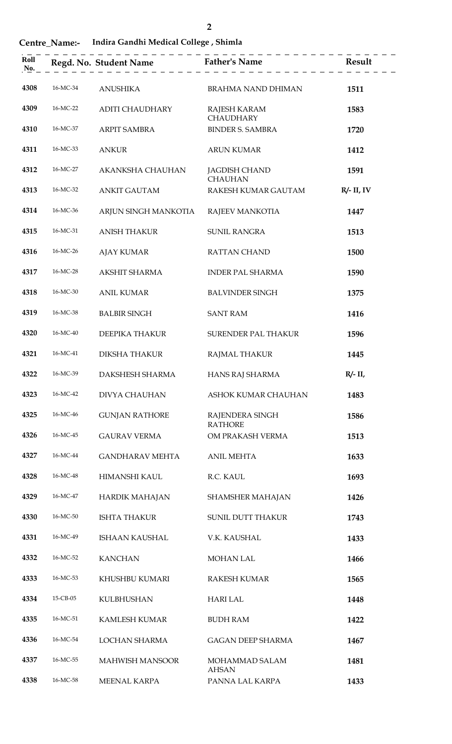**Centre_Name:- Indira Gandhi Medical College , Shimla**

| Roll No. | Regd. No. | Student Name | Father's Name | Result |
|---|---|---|---|---|
| 4308 | 16-MC-34 | ANUSHIKA | BRAHMA NAND DHIMAN | 1511 |
| 4309 | 16-MC-22 | ADITI CHAUDHARY | RAJESH KARAM CHAUDHARY | 1583 |
| 4310 | 16-MC-37 | ARPIT SAMBRA | BINDER S. SAMBRA | 1720 |
| 4311 | 16-MC-33 | ANKUR | ARUN KUMAR | 1412 |
| 4312 | 16-MC-27 | AKANKSHA CHAUHAN | JAGDISH CHAND CHAUHAN | 1591 |
| 4313 | 16-MC-32 | ANKIT GAUTAM | RAKESH KUMAR GAUTAM | R/- II, IV |
| 4314 | 16-MC-36 | ARJUN SINGH MANKOTIA | RAJEEV MANKOTIA | 1447 |
| 4315 | 16-MC-31 | ANISH THAKUR | SUNIL RANGRA | 1513 |
| 4316 | 16-MC-26 | AJAY KUMAR | RATTAN CHAND | 1500 |
| 4317 | 16-MC-28 | AKSHIT SHARMA | INDER PAL SHARMA | 1590 |
| 4318 | 16-MC-30 | ANIL KUMAR | BALVINDER SINGH | 1375 |
| 4319 | 16-MC-38 | BALBIR SINGH | SANT RAM | 1416 |
| 4320 | 16-MC-40 | DEEPIKA THAKUR | SURENDER PAL THAKUR | 1596 |
| 4321 | 16-MC-41 | DIKSHA THAKUR | RAJMAL THAKUR | 1445 |
| 4322 | 16-MC-39 | DAKSHESH SHARMA | HANS RAJ SHARMA | R/- II, |
| 4323 | 16-MC-42 | DIVYA CHAUHAN | ASHOK KUMAR CHAUHAN | 1483 |
| 4325 | 16-MC-46 | GUNJAN RATHORE | RAJENDERA SINGH RATHORE | 1586 |
| 4326 | 16-MC-45 | GAURAV VERMA | OM PRAKASH VERMA | 1513 |
| 4327 | 16-MC-44 | GANDHARAV MEHTA | ANIL MEHTA | 1633 |
| 4328 | 16-MC-48 | HIMANSHI KAUL | R.C. KAUL | 1693 |
| 4329 | 16-MC-47 | HARDIK MAHAJAN | SHAMSHER MAHAJAN | 1426 |
| 4330 | 16-MC-50 | ISHTA THAKUR | SUNIL DUTT THAKUR | 1743 |
| 4331 | 16-MC-49 | ISHAAN KAUSHAL | V.K. KAUSHAL | 1433 |
| 4332 | 16-MC-52 | KANCHAN | MOHAN LAL | 1466 |
| 4333 | 16-MC-53 | KHUSHBU KUMARI | RAKESH KUMAR | 1565 |
| 4334 | 15-CB-05 | KULBHUSHAN | HARI LAL | 1448 |
| 4335 | 16-MC-51 | KAMLESH KUMAR | BUDH RAM | 1422 |
| 4336 | 16-MC-54 | LOCHAN SHARMA | GAGAN DEEP SHARMA | 1467 |
| 4337 | 16-MC-55 | MAHWISH MANSOOR | MOHAMMAD SALAM AHSAN | 1481 |
| 4338 | 16-MC-58 | MEENAL KARPA | PANNA LAL KARPA | 1433 |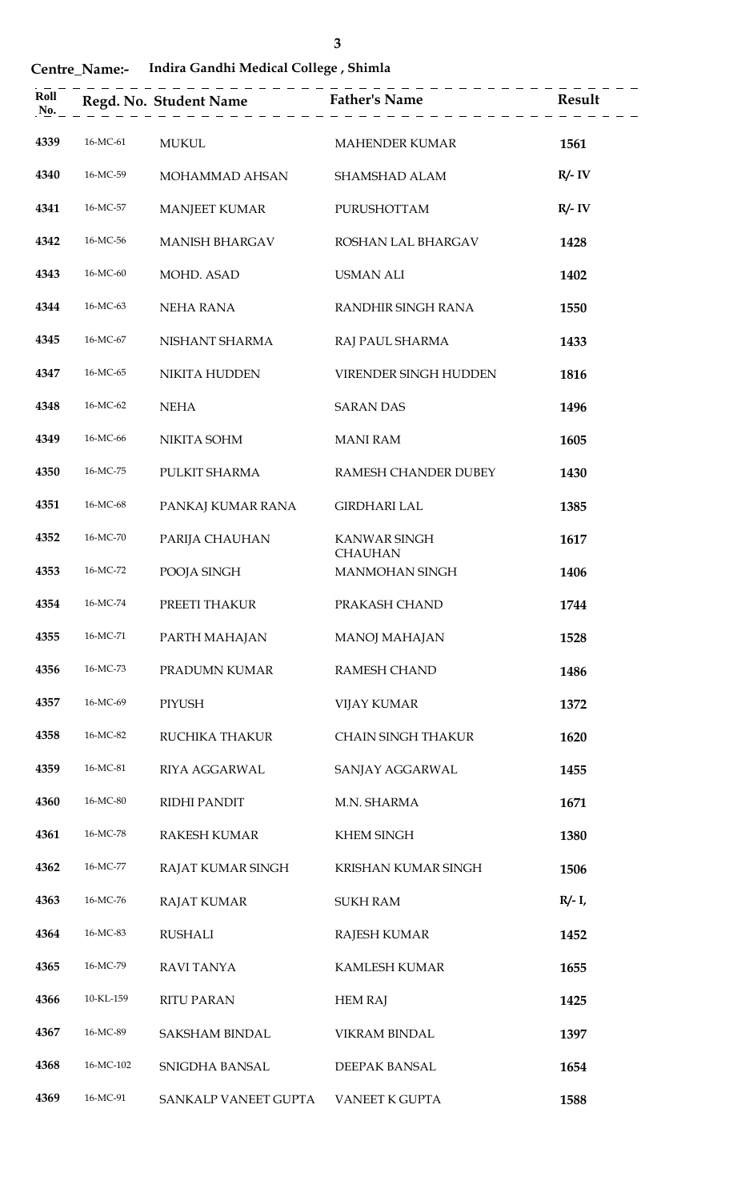**Centre_Name:- Indira Gandhi Medical College , Shimla**

| Roll No. | Regd. No. | Student Name | Father's Name | Result |
|---|---|---|---|---|
| 4339 | 16-MC-61 | MUKUL | MAHENDER KUMAR | 1561 |
| 4340 | 16-MC-59 | MOHAMMAD AHSAN | SHAMSHAD ALAM | R/- IV |
| 4341 | 16-MC-57 | MANJEET KUMAR | PURUSHOTTAM | R/- IV |
| 4342 | 16-MC-56 | MANISH BHARGAV | ROSHAN LAL BHARGAV | 1428 |
| 4343 | 16-MC-60 | MOHD. ASAD | USMAN ALI | 1402 |
| 4344 | 16-MC-63 | NEHA RANA | RANDHIR SINGH RANA | 1550 |
| 4345 | 16-MC-67 | NISHANT SHARMA | RAJ PAUL SHARMA | 1433 |
| 4347 | 16-MC-65 | NIKITA HUDDEN | VIRENDER SINGH HUDDEN | 1816 |
| 4348 | 16-MC-62 | NEHA | SARAN DAS | 1496 |
| 4349 | 16-MC-66 | NIKITA SOHM | MANI RAM | 1605 |
| 4350 | 16-MC-75 | PULKIT SHARMA | RAMESH CHANDER DUBEY | 1430 |
| 4351 | 16-MC-68 | PANKAJ KUMAR RANA | GIRDHARI LAL | 1385 |
| 4352 | 16-MC-70 | PARIJA CHAUHAN | KANWAR SINGH CHAUHAN | 1617 |
| 4353 | 16-MC-72 | POOJA SINGH | MANMOHAN SINGH | 1406 |
| 4354 | 16-MC-74 | PREETI THAKUR | PRAKASH CHAND | 1744 |
| 4355 | 16-MC-71 | PARTH MAHAJAN | MANOJ MAHAJAN | 1528 |
| 4356 | 16-MC-73 | PRADUMN KUMAR | RAMESH CHAND | 1486 |
| 4357 | 16-MC-69 | PIYUSH | VIJAY KUMAR | 1372 |
| 4358 | 16-MC-82 | RUCHIKA THAKUR | CHAIN SINGH THAKUR | 1620 |
| 4359 | 16-MC-81 | RIYA AGGARWAL | SANJAY AGGARWAL | 1455 |
| 4360 | 16-MC-80 | RIDHI PANDIT | M.N. SHARMA | 1671 |
| 4361 | 16-MC-78 | RAKESH KUMAR | KHEM SINGH | 1380 |
| 4362 | 16-MC-77 | RAJAT KUMAR SINGH | KRISHAN KUMAR SINGH | 1506 |
| 4363 | 16-MC-76 | RAJAT KUMAR | SUKH RAM | R/- I, |
| 4364 | 16-MC-83 | RUSHALI | RAJESH KUMAR | 1452 |
| 4365 | 16-MC-79 | RAVI TANYA | KAMLESH KUMAR | 1655 |
| 4366 | 10-KL-159 | RITU PARAN | HEM RAJ | 1425 |
| 4367 | 16-MC-89 | SAKSHAM BINDAL | VIKRAM BINDAL | 1397 |
| 4368 | 16-MC-102 | SNIGDHA BANSAL | DEEPAK BANSAL | 1654 |
| 4369 | 16-MC-91 | SANKALP VANEET GUPTA | VANEET K GUPTA | 1588 |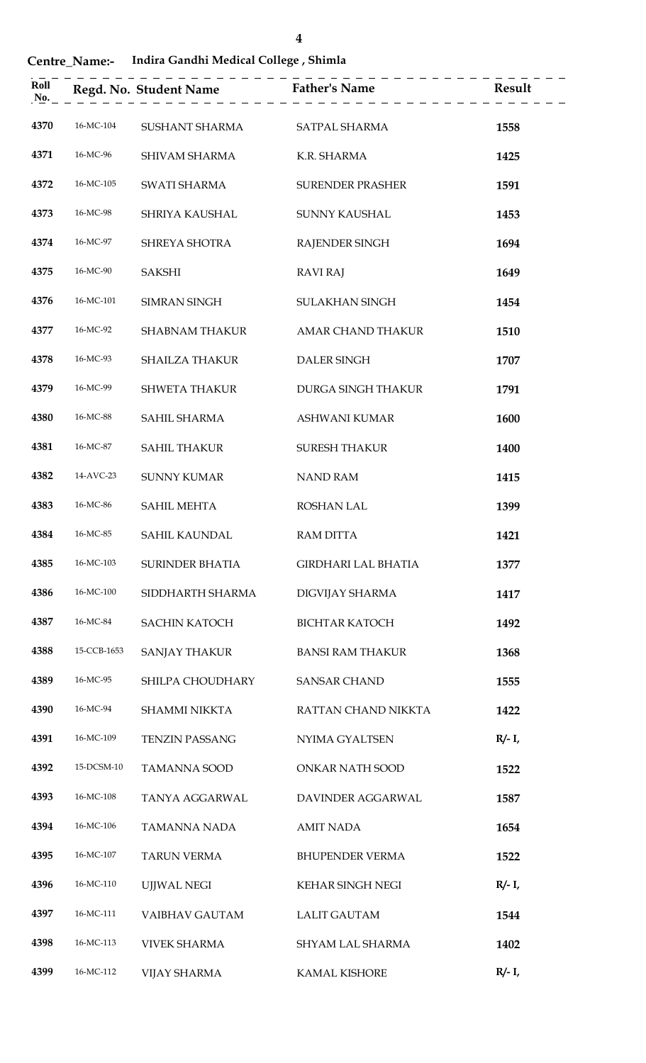**Centre_Name:- Indira Gandhi Medical College , Shimla**

| Roll No. | Regd. No. | Student Name | Father's Name | Result |
|---|---|---|---|---|
| 4370 | 16-MC-104 | SUSHANT SHARMA | SATPAL SHARMA | **1558** |
| 4371 | 16-MC-96 | SHIVAM SHARMA | K.R. SHARMA | **1425** |
| 4372 | 16-MC-105 | SWATI SHARMA | SURENDER PRASHER | **1591** |
| 4373 | 16-MC-98 | SHRIYA KAUSHAL | SUNNY KAUSHAL | **1453** |
| 4374 | 16-MC-97 | SHREYA SHOTRA | RAJENDER SINGH | **1694** |
| 4375 | 16-MC-90 | SAKSHI | RAVI RAJ | **1649** |
| 4376 | 16-MC-101 | SIMRAN SINGH | SULAKHAN SINGH | **1454** |
| 4377 | 16-MC-92 | SHABNAM THAKUR | AMAR CHAND THAKUR | **1510** |
| 4378 | 16-MC-93 | SHAILZA THAKUR | DALER SINGH | **1707** |
| 4379 | 16-MC-99 | SHWETA THAKUR | DURGA SINGH THAKUR | **1791** |
| 4380 | 16-MC-88 | SAHIL SHARMA | ASHWANI KUMAR | **1600** |
| 4381 | 16-MC-87 | SAHIL THAKUR | SURESH THAKUR | **1400** |
| 4382 | 14-AVC-23 | SUNNY KUMAR | NAND RAM | **1415** |
| 4383 | 16-MC-86 | SAHIL MEHTA | ROSHAN LAL | **1399** |
| 4384 | 16-MC-85 | SAHIL KAUNDAL | RAM DITTA | **1421** |
| 4385 | 16-MC-103 | SURINDER BHATIA | GIRDHARI LAL BHATIA | **1377** |
| 4386 | 16-MC-100 | SIDDHARTH SHARMA | DIGVIJAY SHARMA | **1417** |
| 4387 | 16-MC-84 | SACHIN KATOCH | BICHTAR KATOCH | **1492** |
| 4388 | 15-CCB-1653 | SANJAY THAKUR | BANSI RAM THAKUR | **1368** |
| 4389 | 16-MC-95 | SHILPA CHOUDHARY | SANSAR CHAND | **1555** |
| 4390 | 16-MC-94 | SHAMMI NIKKTA | RATTAN CHAND NIKKTA | **1422** |
| 4391 | 16-MC-109 | TENZIN PASSANG | NYIMA GYALTSEN | **R/- I,** |
| 4392 | 15-DCSM-10 | TAMANNA SOOD | ONKAR NATH SOOD | **1522** |
| 4393 | 16-MC-108 | TANYA AGGARWAL | DAVINDER AGGARWAL | **1587** |
| 4394 | 16-MC-106 | TAMANNA NADA | AMIT NADA | **1654** |
| 4395 | 16-MC-107 | TARUN VERMA | BHUPENDER VERMA | **1522** |
| 4396 | 16-MC-110 | UJJWAL NEGI | KEHAR SINGH NEGI | **R/- I,** |
| 4397 | 16-MC-111 | VAIBHAV GAUTAM | LALIT GAUTAM | **1544** |
| 4398 | 16-MC-113 | VIVEK SHARMA | SHYAM LAL SHARMA | **1402** |
| 4399 | 16-MC-112 | VIJAY SHARMA | KAMAL KISHORE | **R/- I,** |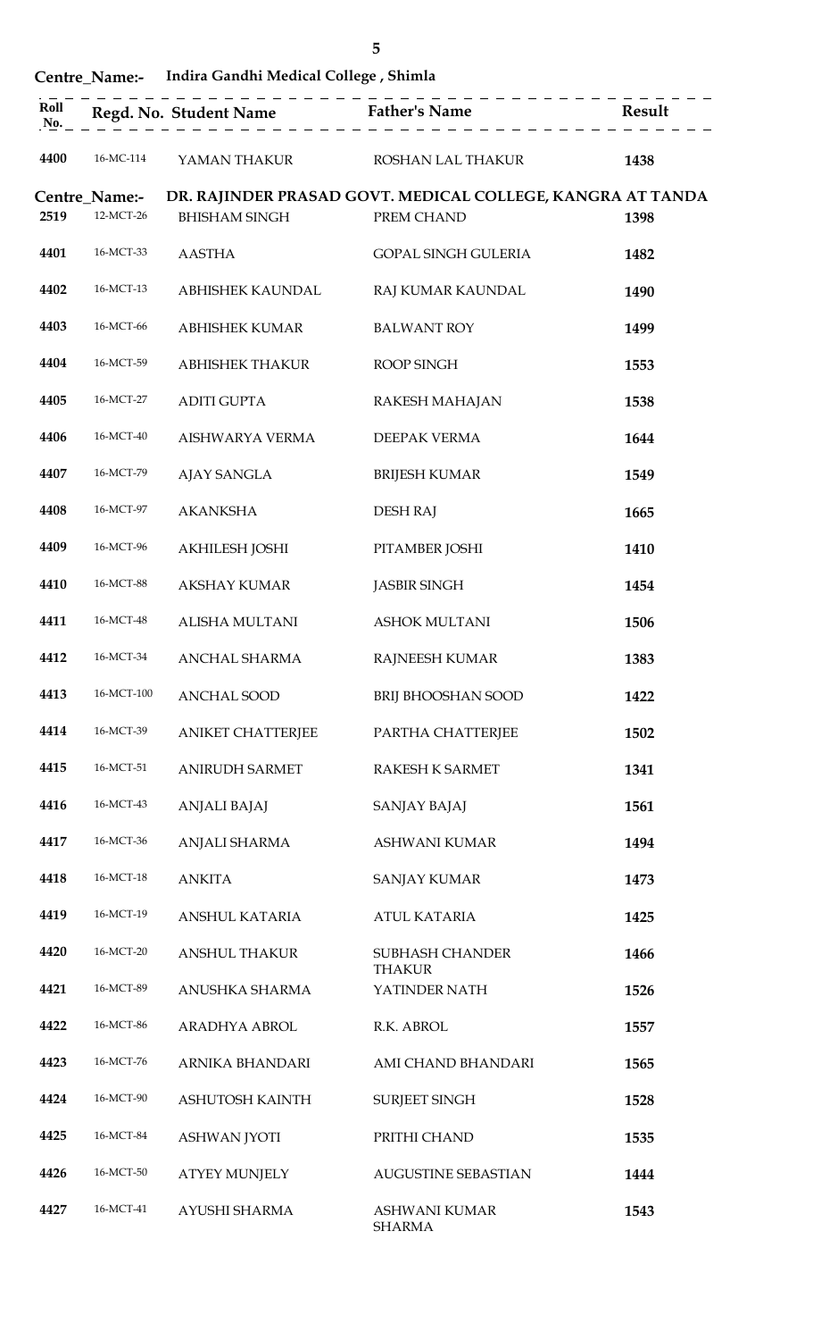**Centre_Name:- Indira Gandhi Medical College , Shimla**

| Roll No. | Regd. No. | Student Name | Father's Name | Result |
|---|---|---|---|---|
| 4400 | 16-MC-114 | YAMAN THAKUR | ROSHAN LAL THAKUR | 1438 |

**Centre_Name:- DR. RAJINDER PRASAD GOVT. MEDICAL COLLEGE, KANGRA AT TANDA**

| Roll No. | Regd. No. | Student Name | Father's Name | Result |
|---|---|---|---|---|
| 2519 | 12-MCT-26 | BHISHAM SINGH | PREM CHAND | 1398 |
| 4401 | 16-MCT-33 | AASTHA | GOPAL SINGH GULERIA | 1482 |
| 4402 | 16-MCT-13 | ABHISHEK KAUNDAL | RAJ KUMAR KAUNDAL | 1490 |
| 4403 | 16-MCT-66 | ABHISHEK KUMAR | BALWANT ROY | 1499 |
| 4404 | 16-MCT-59 | ABHISHEK THAKUR | ROOP SINGH | 1553 |
| 4405 | 16-MCT-27 | ADITI GUPTA | RAKESH MAHAJAN | 1538 |
| 4406 | 16-MCT-40 | AISHWARYA VERMA | DEEPAK VERMA | 1644 |
| 4407 | 16-MCT-79 | AJAY SANGLA | BRIJESH KUMAR | 1549 |
| 4408 | 16-MCT-97 | AKANKSHA | DESH RAJ | 1665 |
| 4409 | 16-MCT-96 | AKHILESH JOSHI | PITAMBER JOSHI | 1410 |
| 4410 | 16-MCT-88 | AKSHAY KUMAR | JASBIR SINGH | 1454 |
| 4411 | 16-MCT-48 | ALISHA MULTANI | ASHOK MULTANI | 1506 |
| 4412 | 16-MCT-34 | ANCHAL SHARMA | RAJNEESH KUMAR | 1383 |
| 4413 | 16-MCT-100 | ANCHAL SOOD | BRIJ BHOOSHAN SOOD | 1422 |
| 4414 | 16-MCT-39 | ANIKET CHATTERJEE | PARTHA CHATTERJEE | 1502 |
| 4415 | 16-MCT-51 | ANIRUDH SARMET | RAKESH K SARMET | 1341 |
| 4416 | 16-MCT-43 | ANJALI BAJAJ | SANJAY BAJAJ | 1561 |
| 4417 | 16-MCT-36 | ANJALI SHARMA | ASHWANI KUMAR | 1494 |
| 4418 | 16-MCT-18 | ANKITA | SANJAY KUMAR | 1473 |
| 4419 | 16-MCT-19 | ANSHUL KATARIA | ATUL KATARIA | 1425 |
| 4420 | 16-MCT-20 | ANSHUL THAKUR | SUBHASH CHANDER THAKUR | 1466 |
| 4421 | 16-MCT-89 | ANUSHKA SHARMA | YATINDER NATH | 1526 |
| 4422 | 16-MCT-86 | ARADHYA ABROL | R.K. ABROL | 1557 |
| 4423 | 16-MCT-76 | ARNIKA BHANDARI | AMI CHAND BHANDARI | 1565 |
| 4424 | 16-MCT-90 | ASHUTOSH KAINTH | SURJEET SINGH | 1528 |
| 4425 | 16-MCT-84 | ASHWAN JYOTI | PRITHI CHAND | 1535 |
| 4426 | 16-MCT-50 | ATYEY MUNJELY | AUGUSTINE SEBASTIAN | 1444 |
| 4427 | 16-MCT-41 | AYUSHI SHARMA | ASHWANI KUMAR SHARMA | 1543 |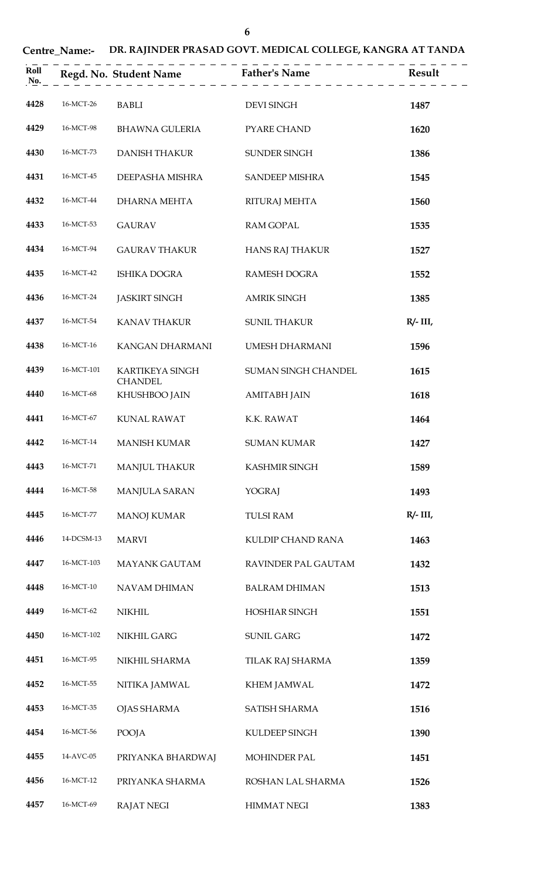**Centre_Name:- DR. RAJINDER PRASAD GOVT. MEDICAL COLLEGE, KANGRA AT TANDA**

| Roll No. | Regd. No. | Student Name | Father's Name | Result |
|---|---|---|---|---|
| 4428 | 16-MCT-26 | BABLI | DEVI SINGH | 1487 |
| 4429 | 16-MCT-98 | BHAWNA GULERIA | PYARE CHAND | 1620 |
| 4430 | 16-MCT-73 | DANISH THAKUR | SUNDER SINGH | 1386 |
| 4431 | 16-MCT-45 | DEEPASHA MISHRA | SANDEEP MISHRA | 1545 |
| 4432 | 16-MCT-44 | DHARNA MEHTA | RITURAJ MEHTA | 1560 |
| 4433 | 16-MCT-53 | GAURAV | RAM GOPAL | 1535 |
| 4434 | 16-MCT-94 | GAURAV THAKUR | HANS RAJ THAKUR | 1527 |
| 4435 | 16-MCT-42 | ISHIKA DOGRA | RAMESH DOGRA | 1552 |
| 4436 | 16-MCT-24 | JASKIRT SINGH | AMRIK SINGH | 1385 |
| 4437 | 16-MCT-54 | KANAV THAKUR | SUNIL THAKUR | R/- III, |
| 4438 | 16-MCT-16 | KANGAN DHARMANI | UMESH DHARMANI | 1596 |
| 4439 | 16-MCT-101 | KARTIKEYA SINGH CHANDEL | SUMAN SINGH CHANDEL | 1615 |
| 4440 | 16-MCT-68 | KHUSHBOO JAIN | AMITABH JAIN | 1618 |
| 4441 | 16-MCT-67 | KUNAL RAWAT | K.K. RAWAT | 1464 |
| 4442 | 16-MCT-14 | MANISH KUMAR | SUMAN KUMAR | 1427 |
| 4443 | 16-MCT-71 | MANJUL THAKUR | KASHMIR SINGH | 1589 |
| 4444 | 16-MCT-58 | MANJULA SARAN | YOGRAJ | 1493 |
| 4445 | 16-MCT-77 | MANOJ KUMAR | TULSI RAM | R/- III, |
| 4446 | 14-DCSM-13 | MARVI | KULDIP CHAND RANA | 1463 |
| 4447 | 16-MCT-103 | MAYANK GAUTAM | RAVINDER PAL GAUTAM | 1432 |
| 4448 | 16-MCT-10 | NAVAM DHIMAN | BALRAM DHIMAN | 1513 |
| 4449 | 16-MCT-62 | NIKHIL | HOSHIAR SINGH | 1551 |
| 4450 | 16-MCT-102 | NIKHIL GARG | SUNIL GARG | 1472 |
| 4451 | 16-MCT-95 | NIKHIL SHARMA | TILAK RAJ SHARMA | 1359 |
| 4452 | 16-MCT-55 | NITIKA JAMWAL | KHEM JAMWAL | 1472 |
| 4453 | 16-MCT-35 | OJAS SHARMA | SATISH SHARMA | 1516 |
| 4454 | 16-MCT-56 | POOJA | KULDEEP SINGH | 1390 |
| 4455 | 14-AVC-05 | PRIYANKA BHARDWAJ | MOHINDER PAL | 1451 |
| 4456 | 16-MCT-12 | PRIYANKA SHARMA | ROSHAN LAL SHARMA | 1526 |
| 4457 | 16-MCT-69 | RAJAT NEGI | HIMMAT NEGI | 1383 |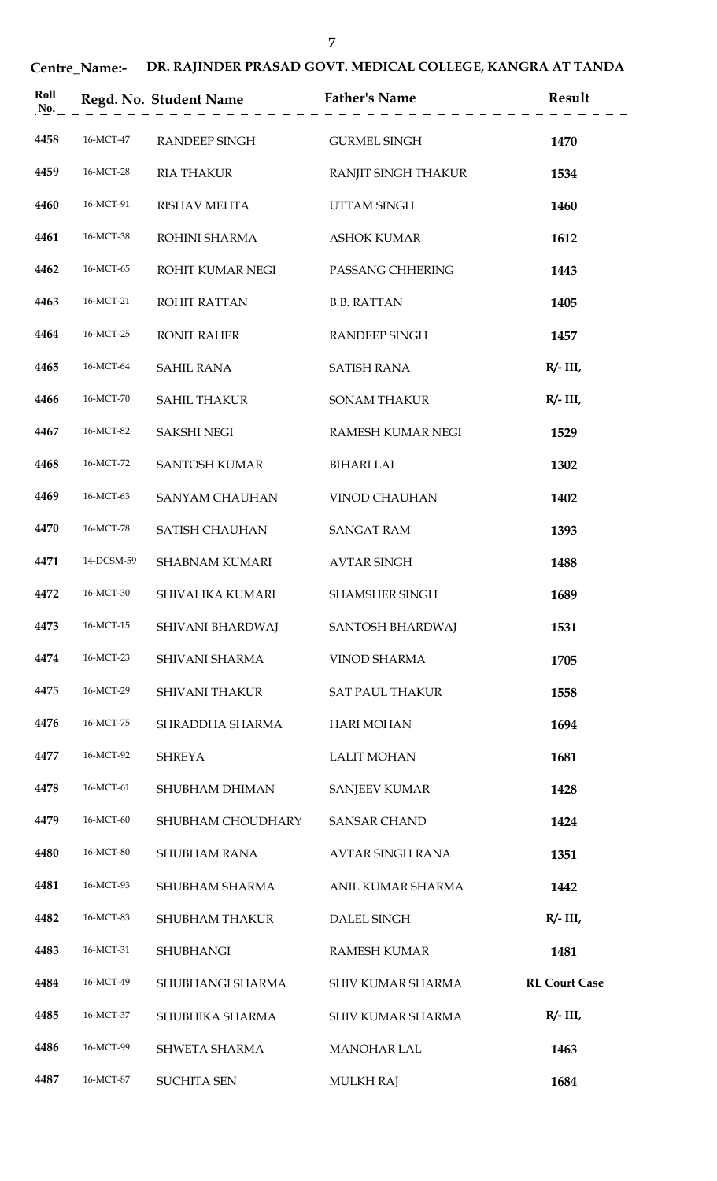**Centre_Name:- DR. RAJINDER PRASAD GOVT. MEDICAL COLLEGE, KANGRA AT TANDA**

| Roll No. | Regd. No. | Student Name | Father's Name | Result |
|---|---|---|---|---|
| 4458 | 16-MCT-47 | RANDEEP SINGH | GURMEL SINGH | 1470 |
| 4459 | 16-MCT-28 | RIA THAKUR | RANJIT SINGH THAKUR | 1534 |
| 4460 | 16-MCT-91 | RISHAV MEHTA | UTTAM SINGH | 1460 |
| 4461 | 16-MCT-38 | ROHINI SHARMA | ASHOK KUMAR | 1612 |
| 4462 | 16-MCT-65 | ROHIT KUMAR NEGI | PASSANG CHHERING | 1443 |
| 4463 | 16-MCT-21 | ROHIT RATTAN | B.B. RATTAN | 1405 |
| 4464 | 16-MCT-25 | RONIT RAHER | RANDEEP SINGH | 1457 |
| 4465 | 16-MCT-64 | SAHIL RANA | SATISH RANA | R/- III, |
| 4466 | 16-MCT-70 | SAHIL THAKUR | SONAM THAKUR | R/- III, |
| 4467 | 16-MCT-82 | SAKSHI NEGI | RAMESH KUMAR NEGI | 1529 |
| 4468 | 16-MCT-72 | SANTOSH KUMAR | BIHARI LAL | 1302 |
| 4469 | 16-MCT-63 | SANYAM CHAUHAN | VINOD CHAUHAN | 1402 |
| 4470 | 16-MCT-78 | SATISH CHAUHAN | SANGAT RAM | 1393 |
| 4471 | 14-DCSM-59 | SHABNAM KUMARI | AVTAR SINGH | 1488 |
| 4472 | 16-MCT-30 | SHIVALIKA KUMARI | SHAMSHER SINGH | 1689 |
| 4473 | 16-MCT-15 | SHIVANI BHARDWAJ | SANTOSH BHARDWAJ | 1531 |
| 4474 | 16-MCT-23 | SHIVANI SHARMA | VINOD SHARMA | 1705 |
| 4475 | 16-MCT-29 | SHIVANI THAKUR | SAT PAUL THAKUR | 1558 |
| 4476 | 16-MCT-75 | SHRADDHA SHARMA | HARI MOHAN | 1694 |
| 4477 | 16-MCT-92 | SHREYA | LALIT MOHAN | 1681 |
| 4478 | 16-MCT-61 | SHUBHAM DHIMAN | SANJEEV KUMAR | 1428 |
| 4479 | 16-MCT-60 | SHUBHAM CHOUDHARY | SANSAR CHAND | 1424 |
| 4480 | 16-MCT-80 | SHUBHAM RANA | AVTAR SINGH RANA | 1351 |
| 4481 | 16-MCT-93 | SHUBHAM SHARMA | ANIL KUMAR SHARMA | 1442 |
| 4482 | 16-MCT-83 | SHUBHAM THAKUR | DALEL SINGH | R/- III, |
| 4483 | 16-MCT-31 | SHUBHANGI | RAMESH KUMAR | 1481 |
| 4484 | 16-MCT-49 | SHUBHANGI SHARMA | SHIV KUMAR SHARMA | RL Court Case |
| 4485 | 16-MCT-37 | SHUBHIKA SHARMA | SHIV KUMAR SHARMA | R/- III, |
| 4486 | 16-MCT-99 | SHWETA SHARMA | MANOHAR LAL | 1463 |
| 4487 | 16-MCT-87 | SUCHITA SEN | MULKH RAJ | 1684 |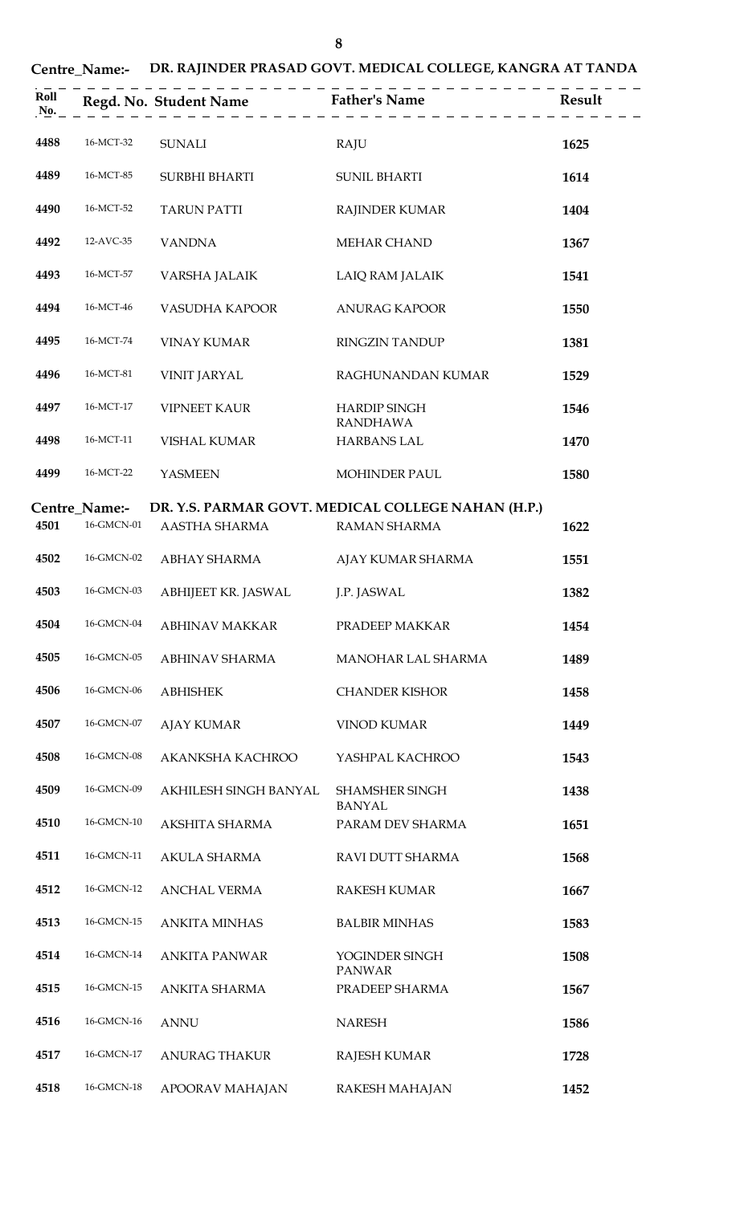**Centre_Name:- DR. RAJINDER PRASAD GOVT. MEDICAL COLLEGE, KANGRA AT TANDA**

| Roll No. | Regd. No. | Student Name | Father's Name | Result |
|---|---|---|---|---|
| 4488 | 16-MCT-32 | SUNALI | RAJU | 1625 |
| 4489 | 16-MCT-85 | SURBHI BHARTI | SUNIL BHARTI | 1614 |
| 4490 | 16-MCT-52 | TARUN PATTI | RAJINDER KUMAR | 1404 |
| 4492 | 12-AVC-35 | VANDNA | MEHAR CHAND | 1367 |
| 4493 | 16-MCT-57 | VARSHA JALAIK | LAIQ RAM JALAIK | 1541 |
| 4494 | 16-MCT-46 | VASUDHA KAPOOR | ANURAG KAPOOR | 1550 |
| 4495 | 16-MCT-74 | VINAY KUMAR | RINGZIN TANDUP | 1381 |
| 4496 | 16-MCT-81 | VINIT JARYAL | RAGHUNANDAN KUMAR | 1529 |
| 4497 | 16-MCT-17 | VIPNEET KAUR | HARDIP SINGH RANDHAWA | 1546 |
| 4498 | 16-MCT-11 | VISHAL KUMAR | HARBANS LAL | 1470 |
| 4499 | 16-MCT-22 | YASMEEN | MOHINDER PAUL | 1580 |

**Centre_Name:- DR. Y.S. PARMAR GOVT. MEDICAL COLLEGE NAHAN (H.P.)**

| Roll No. | Regd. No. | Student Name | Father's Name | Result |
|---|---|---|---|---|
| 4501 | 16-GMCN-01 | AASTHA SHARMA | RAMAN SHARMA | 1622 |
| 4502 | 16-GMCN-02 | ABHAY SHARMA | AJAY KUMAR SHARMA | 1551 |
| 4503 | 16-GMCN-03 | ABHIJEET KR. JASWAL | J.P. JASWAL | 1382 |
| 4504 | 16-GMCN-04 | ABHINAV MAKKAR | PRADEEP MAKKAR | 1454 |
| 4505 | 16-GMCN-05 | ABHINAV SHARMA | MANOHAR LAL SHARMA | 1489 |
| 4506 | 16-GMCN-06 | ABHISHEK | CHANDER KISHOR | 1458 |
| 4507 | 16-GMCN-07 | AJAY KUMAR | VINOD KUMAR | 1449 |
| 4508 | 16-GMCN-08 | AKANKSHA KACHROO | YASHPAL KACHROO | 1543 |
| 4509 | 16-GMCN-09 | AKHILESH SINGH BANYAL | SHAMSHER SINGH BANYAL | 1438 |
| 4510 | 16-GMCN-10 | AKSHITA SHARMA | PARAM DEV SHARMA | 1651 |
| 4511 | 16-GMCN-11 | AKULA SHARMA | RAVI DUTT SHARMA | 1568 |
| 4512 | 16-GMCN-12 | ANCHAL VERMA | RAKESH KUMAR | 1667 |
| 4513 | 16-GMCN-15 | ANKITA MINHAS | BALBIR MINHAS | 1583 |
| 4514 | 16-GMCN-14 | ANKITA PANWAR | YOGINDER SINGH PANWAR | 1508 |
| 4515 | 16-GMCN-15 | ANKITA SHARMA | PRADEEP SHARMA | 1567 |
| 4516 | 16-GMCN-16 | ANNU | NARESH | 1586 |
| 4517 | 16-GMCN-17 | ANURAG THAKUR | RAJESH KUMAR | 1728 |
| 4518 | 16-GMCN-18 | APOORAV MAHAJAN | RAKESH MAHAJAN | 1452 |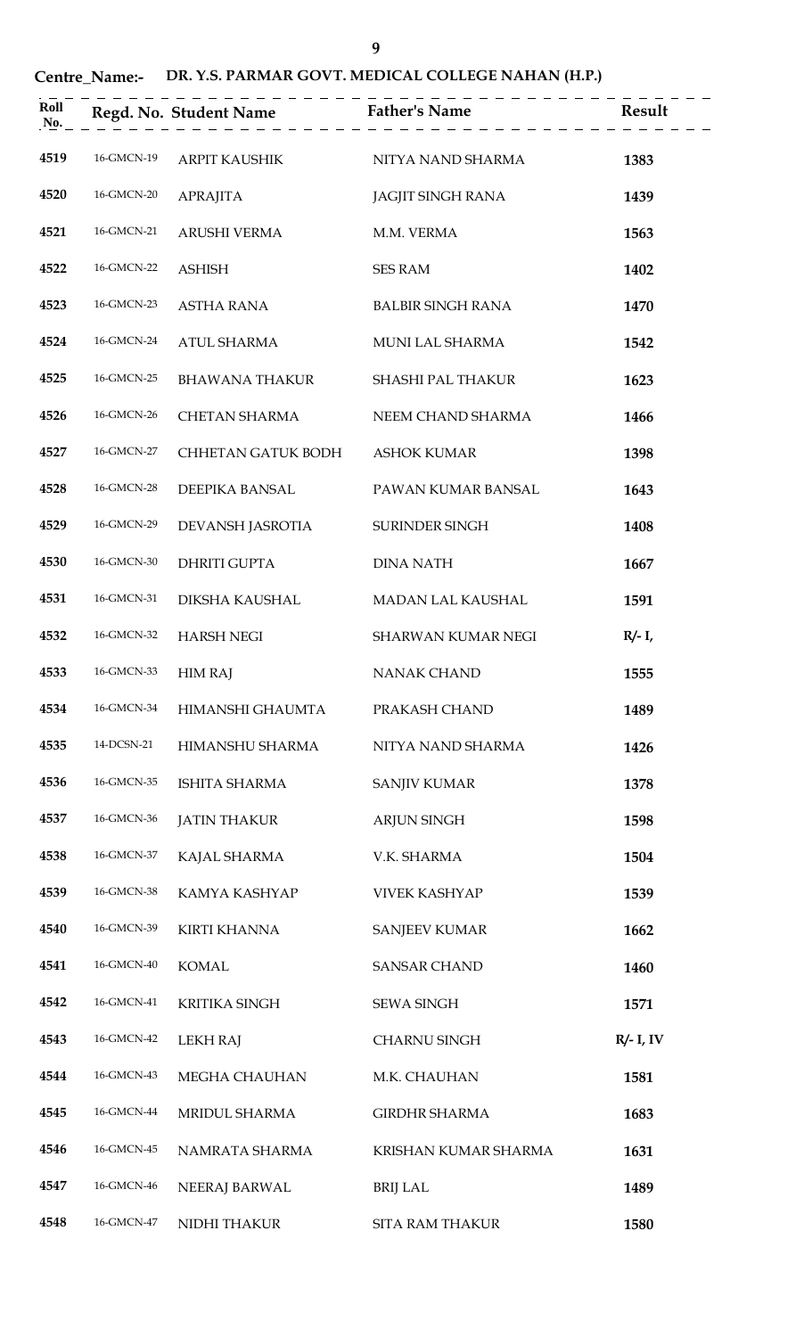**Centre_Name:- DR. Y.S. PARMAR GOVT. MEDICAL COLLEGE NAHAN (H.P.)**

| Roll No. | Regd. No. | Student Name | Father's Name | Result |
|---|---|---|---|---|
| 4519 | 16-GMCN-19 | ARPIT KAUSHIK | NITYA NAND SHARMA | 1383 |
| 4520 | 16-GMCN-20 | APRAJITA | JAGJIT SINGH RANA | 1439 |
| 4521 | 16-GMCN-21 | ARUSHI VERMA | M.M. VERMA | 1563 |
| 4522 | 16-GMCN-22 | ASHISH | SES RAM | 1402 |
| 4523 | 16-GMCN-23 | ASTHA RANA | BALBIR SINGH RANA | 1470 |
| 4524 | 16-GMCN-24 | ATUL SHARMA | MUNI LAL SHARMA | 1542 |
| 4525 | 16-GMCN-25 | BHAWANA THAKUR | SHASHI PAL THAKUR | 1623 |
| 4526 | 16-GMCN-26 | CHETAN SHARMA | NEEM CHAND SHARMA | 1466 |
| 4527 | 16-GMCN-27 | CHHETAN GATUK BODH | ASHOK KUMAR | 1398 |
| 4528 | 16-GMCN-28 | DEEPIKA BANSAL | PAWAN KUMAR BANSAL | 1643 |
| 4529 | 16-GMCN-29 | DEVANSH JASROTIA | SURINDER SINGH | 1408 |
| 4530 | 16-GMCN-30 | DHRITI GUPTA | DINA NATH | 1667 |
| 4531 | 16-GMCN-31 | DIKSHA KAUSHAL | MADAN LAL KAUSHAL | 1591 |
| 4532 | 16-GMCN-32 | HARSH NEGI | SHARWAN KUMAR NEGI | R/- I, |
| 4533 | 16-GMCN-33 | HIM RAJ | NANAK CHAND | 1555 |
| 4534 | 16-GMCN-34 | HIMANSHI GHAUMTA | PRAKASH CHAND | 1489 |
| 4535 | 14-DCSN-21 | HIMANSHU SHARMA | NITYA NAND SHARMA | 1426 |
| 4536 | 16-GMCN-35 | ISHITA SHARMA | SANJIV KUMAR | 1378 |
| 4537 | 16-GMCN-36 | JATIN THAKUR | ARJUN SINGH | 1598 |
| 4538 | 16-GMCN-37 | KAJAL SHARMA | V.K. SHARMA | 1504 |
| 4539 | 16-GMCN-38 | KAMYA KASHYAP | VIVEK KASHYAP | 1539 |
| 4540 | 16-GMCN-39 | KIRTI KHANNA | SANJEEV KUMAR | 1662 |
| 4541 | 16-GMCN-40 | KOMAL | SANSAR CHAND | 1460 |
| 4542 | 16-GMCN-41 | KRITIKA SINGH | SEWA SINGH | 1571 |
| 4543 | 16-GMCN-42 | LEKH RAJ | CHARNU SINGH | R/- I, IV |
| 4544 | 16-GMCN-43 | MEGHA CHAUHAN | M.K. CHAUHAN | 1581 |
| 4545 | 16-GMCN-44 | MRIDUL SHARMA | GIRDHR SHARMA | 1683 |
| 4546 | 16-GMCN-45 | NAMRATA SHARMA | KRISHAN KUMAR SHARMA | 1631 |
| 4547 | 16-GMCN-46 | NEERAJ BARWAL | BRIJ LAL | 1489 |
| 4548 | 16-GMCN-47 | NIDHI THAKUR | SITA RAM THAKUR | 1580 |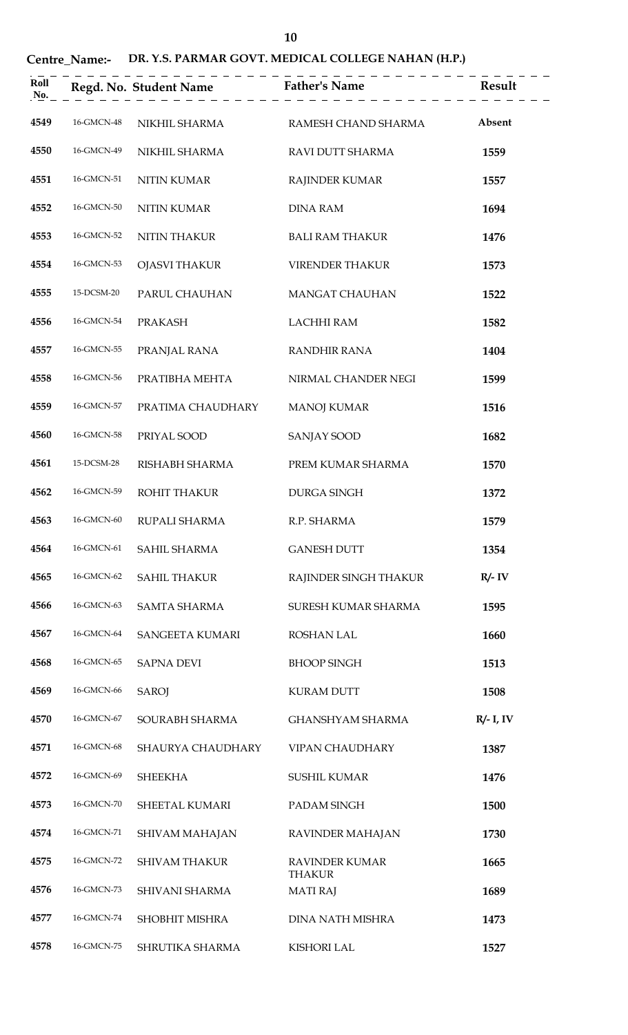**Centre_Name:- DR. Y.S. PARMAR GOVT. MEDICAL COLLEGE NAHAN (H.P.)**

| Roll No. | Regd. No. | Student Name | Father's Name | Result |
|---|---|---|---|---|
| 4549 | 16-GMCN-48 | NIKHIL SHARMA | RAMESH CHAND SHARMA | Absent |
| 4550 | 16-GMCN-49 | NIKHIL SHARMA | RAVI DUTT SHARMA | 1559 |
| 4551 | 16-GMCN-51 | NITIN KUMAR | RAJINDER KUMAR | 1557 |
| 4552 | 16-GMCN-50 | NITIN KUMAR | DINA RAM | 1694 |
| 4553 | 16-GMCN-52 | NITIN THAKUR | BALI RAM THAKUR | 1476 |
| 4554 | 16-GMCN-53 | OJASVI THAKUR | VIRENDER THAKUR | 1573 |
| 4555 | 15-DCSM-20 | PARUL CHAUHAN | MANGAT CHAUHAN | 1522 |
| 4556 | 16-GMCN-54 | PRAKASH | LACHHI RAM | 1582 |
| 4557 | 16-GMCN-55 | PRANJAL RANA | RANDHIR RANA | 1404 |
| 4558 | 16-GMCN-56 | PRATIBHA MEHTA | NIRMAL CHANDER NEGI | 1599 |
| 4559 | 16-GMCN-57 | PRATIMA CHAUDHARY | MANOJ KUMAR | 1516 |
| 4560 | 16-GMCN-58 | PRIYAL SOOD | SANJAY SOOD | 1682 |
| 4561 | 15-DCSM-28 | RISHABH SHARMA | PREM KUMAR SHARMA | 1570 |
| 4562 | 16-GMCN-59 | ROHIT THAKUR | DURGA SINGH | 1372 |
| 4563 | 16-GMCN-60 | RUPALI SHARMA | R.P. SHARMA | 1579 |
| 4564 | 16-GMCN-61 | SAHIL SHARMA | GANESH DUTT | 1354 |
| 4565 | 16-GMCN-62 | SAHIL THAKUR | RAJINDER SINGH THAKUR | R/- IV |
| 4566 | 16-GMCN-63 | SAMTA SHARMA | SURESH KUMAR SHARMA | 1595 |
| 4567 | 16-GMCN-64 | SANGEETA KUMARI | ROSHAN LAL | 1660 |
| 4568 | 16-GMCN-65 | SAPNA DEVI | BHOOP SINGH | 1513 |
| 4569 | 16-GMCN-66 | SAROJ | KURAM DUTT | 1508 |
| 4570 | 16-GMCN-67 | SOURABH SHARMA | GHANSHYAM SHARMA | R/- I, IV |
| 4571 | 16-GMCN-68 | SHAURYA CHAUDHARY | VIPAN CHAUDHARY | 1387 |
| 4572 | 16-GMCN-69 | SHEEKHA | SUSHIL KUMAR | 1476 |
| 4573 | 16-GMCN-70 | SHEETAL KUMARI | PADAM SINGH | 1500 |
| 4574 | 16-GMCN-71 | SHIVAM MAHAJAN | RAVINDER MAHAJAN | 1730 |
| 4575 | 16-GMCN-72 | SHIVAM THAKUR | RAVINDER KUMAR THAKUR | 1665 |
| 4576 | 16-GMCN-73 | SHIVANI SHARMA | MATI RAJ | 1689 |
| 4577 | 16-GMCN-74 | SHOBHIT MISHRA | DINA NATH MISHRA | 1473 |
| 4578 | 16-GMCN-75 | SHRUTIKA SHARMA | KISHORI LAL | 1527 |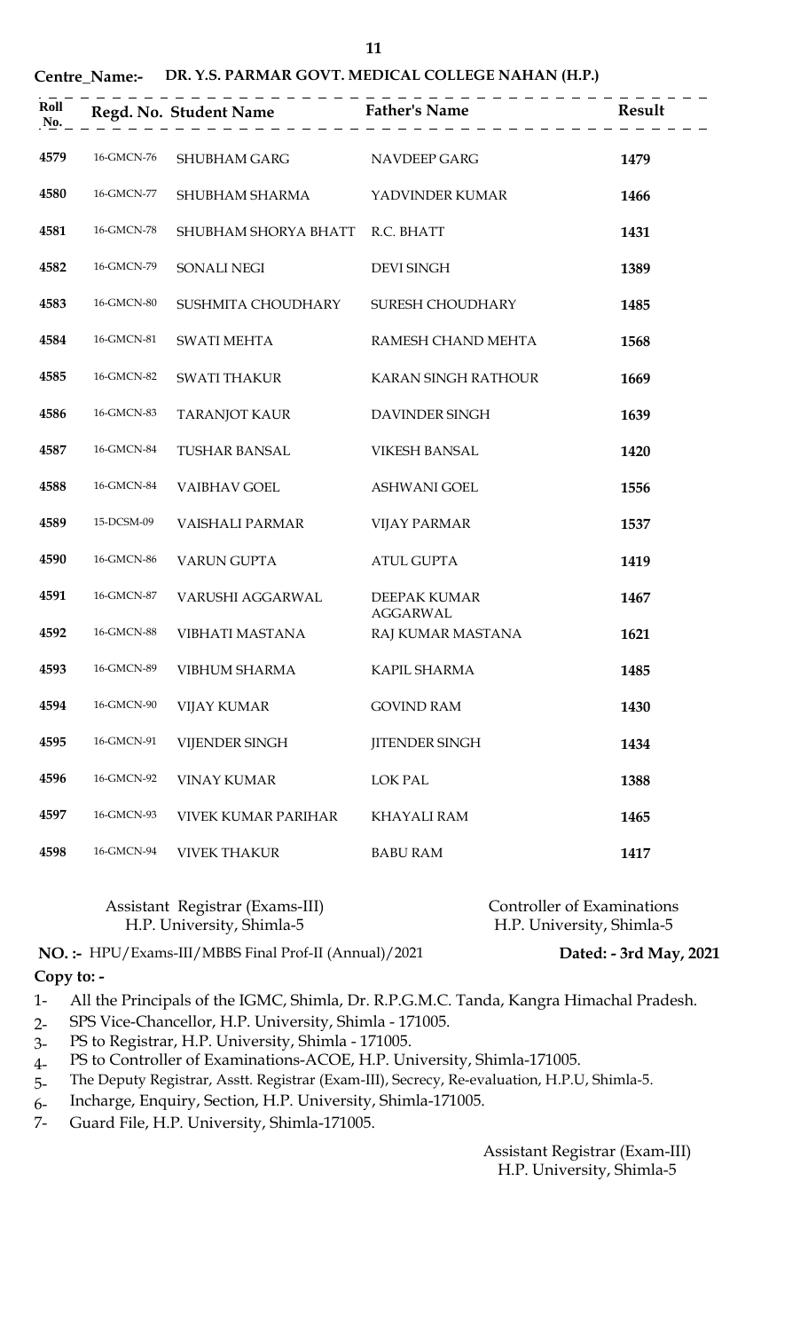**Centre_Name:- DR. Y.S. PARMAR GOVT. MEDICAL COLLEGE NAHAN (H.P.)**

| Roll No. | Regd. No. | Student Name | Father's Name | Result |
|---|---|---|---|---|
| 4579 | 16-GMCN-76 | SHUBHAM GARG | NAVDEEP GARG | 1479 |
| 4580 | 16-GMCN-77 | SHUBHAM SHARMA | YADVINDER KUMAR | 1466 |
| 4581 | 16-GMCN-78 | SHUBHAM SHORYA BHATT | R.C. BHATT | 1431 |
| 4582 | 16-GMCN-79 | SONALI NEGI | DEVI SINGH | 1389 |
| 4583 | 16-GMCN-80 | SUSHMITA CHOUDHARY | SURESH CHOUDHARY | 1485 |
| 4584 | 16-GMCN-81 | SWATI MEHTA | RAMESH CHAND MEHTA | 1568 |
| 4585 | 16-GMCN-82 | SWATI THAKUR | KARAN SINGH RATHOUR | 1669 |
| 4586 | 16-GMCN-83 | TARANJOT KAUR | DAVINDER SINGH | 1639 |
| 4587 | 16-GMCN-84 | TUSHAR BANSAL | VIKESH BANSAL | 1420 |
| 4588 | 16-GMCN-84 | VAIBHAV GOEL | ASHWANI GOEL | 1556 |
| 4589 | 15-DCSM-09 | VAISHALI PARMAR | VIJAY PARMAR | 1537 |
| 4590 | 16-GMCN-86 | VARUN GUPTA | ATUL GUPTA | 1419 |
| 4591 | 16-GMCN-87 | VARUSHI AGGARWAL | DEEPAK KUMAR AGGARWAL | 1467 |
| 4592 | 16-GMCN-88 | VIBHATI MASTANA | RAJ KUMAR MASTANA | 1621 |
| 4593 | 16-GMCN-89 | VIBHUM SHARMA | KAPIL SHARMA | 1485 |
| 4594 | 16-GMCN-90 | VIJAY KUMAR | GOVIND RAM | 1430 |
| 4595 | 16-GMCN-91 | VIJENDER SINGH | JITENDER SINGH | 1434 |
| 4596 | 16-GMCN-92 | VINAY KUMAR | LOK PAL | 1388 |
| 4597 | 16-GMCN-93 | VIVEK KUMAR PARIHAR | KHAYALI RAM | 1465 |
| 4598 | 16-GMCN-94 | VIVEK THAKUR | BABU RAM | 1417 |

Assistant Registrar (Exams-III)
H.P. University, Shimla-5

Controller of Examinations
H.P. University, Shimla-5

**NO. :-** HPU/Exams-III/MBBS Final Prof-II (Annual)/2021 **Dated: - 3rd May, 2021**

**Copy to: -**

1- All the Principals of the IGMC, Shimla, Dr. R.P.G.M.C. Tanda, Kangra Himachal Pradesh.
2- SPS Vice-Chancellor, H.P. University, Shimla - 171005.
3- PS to Registrar, H.P. University, Shimla - 171005.
4- PS to Controller of Examinations-ACOE, H.P. University, Shimla-171005.
5- The Deputy Registrar, Asstt. Registrar (Exam-III), Secrecy, Re-evaluation, H.P.U, Shimla-5.
6- Incharge, Enquiry, Section, H.P. University, Shimla-171005.
7- Guard File, H.P. University, Shimla-171005.

Assistant Registrar (Exam-III)
H.P. University, Shimla-5